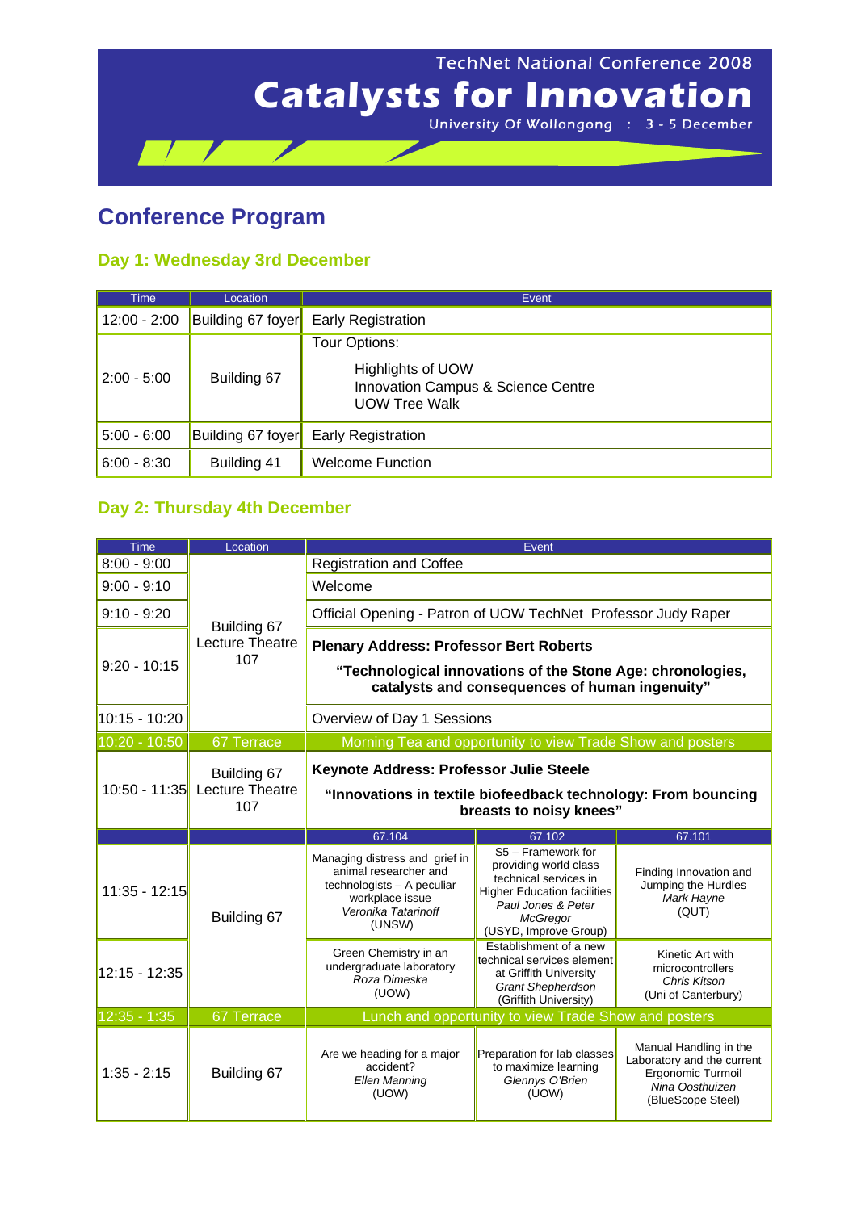TechNet National Conference 2008

# Catalysts for Innovation

University Of Wollongong : 3 - 5 December

## Conference Program

### Day 1: Wednesday 3rd December

| Time | Location | Event |
|---|---|---|
| 12:00 - 2:00 | Building 67 foyer | Early Registration |
| 2:00 - 5:00 | Building 67 | Tour Options:<br>Highlights of UOW<br>Innovation Campus & Science Centre<br>UOW Tree Walk |
| 5:00 - 6:00 | Building 67 foyer | Early Registration |
| 6:00 - 8:30 | Building 41 | Welcome Function |

### Day 2: Thursday 4th December

| Time | Location | Event | | |
|---|---|---|---|---|
| 8:00 - 9:00 | Building 67 Lecture Theatre 107 | Registration and Coffee | | |
| 9:00 - 9:10 | | Welcome | | |
| 9:10 - 9:20 | | Official Opening - Patron of UOW TechNet Professor Judy Raper | | |
| 9:20 - 10:15 | | **Plenary Address: Professor Bert Roberts**<br>**"Technological innovations of the Stone Age: chronologies, catalysts and consequences of human ingenuity"** | | |
| 10:15 - 10:20 | | Overview of Day 1 Sessions | | |
| 10:20 - 10:50 | 67 Terrace | Morning Tea and opportunity to view Trade Show and posters | | |
| 10:50 - 11:35 | Building 67 Lecture Theatre 107 | **Keynote Address: Professor Julie Steele**<br>**"Innovations in textile biofeedback technology: From bouncing breasts to noisy knees"** | | |
| | | 67.104 | 67.102 | 67.101 |
| 11:35 - 12:15 | Building 67 | Managing distress and grief in animal researcher and technologists – A peculiar workplace issue<br>*Veronika Tatarinoff*<br>(UNSW) | S5 – Framework for providing world class technical services in Higher Education facilities<br>*Paul Jones & Peter McGregor*<br>(USYD, Improve Group) | Finding Innovation and Jumping the Hurdles<br>*Mark Hayne*<br>(QUT) |
| 12:15 - 12:35 | | Green Chemistry in an undergraduate laboratory<br>*Roza Dimeska*<br>(UOW) | Establishment of a new technical services element at Griffith University<br>*Grant Shepherdson*<br>(Griffith University) | Kinetic Art with microcontrollers<br>*Chris Kitson*<br>(Uni of Canterbury) |
| 12:35 - 1:35 | 67 Terrace | Lunch and opportunity to view Trade Show and posters | | |
| 1:35 - 2:15 | Building 67 | Are we heading for a major accident?<br>*Ellen Manning*<br>(UOW) | Preparation for lab classes to maximize learning<br>*Glennys O'Brien*<br>(UOW) | Manual Handling in the Laboratory and the current Ergonomic Turmoil<br>*Nina Oosthuizen*<br>(BlueScope Steel) |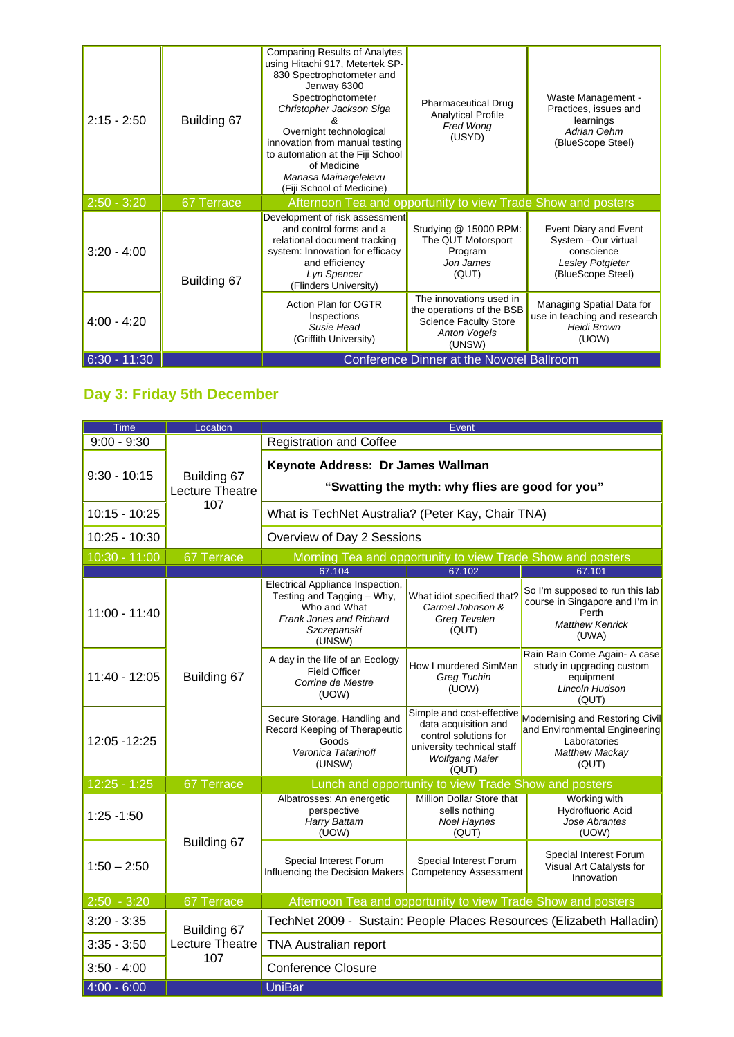| | | | | |
|---|---|---|---|---|
| 2:15 - 2:50 | Building 67 | Comparing Results of Analytes using Hitachi 917, Metertek SP-830 Spectrophotometer and Jenway 6300 Spectrophotometer *Christopher Jackson Siga* & Overnight technological innovation from manual testing to automation at the Fiji School of Medicine *Manasa Mainaqelelevu* (Fiji School of Medicine) | Pharmaceutical Drug Analytical Profile *Fred Wong* (USYD) | Waste Management - Practices, issues and learnings *Adrian Oehm* (BlueScope Steel) |
| 2:50 - 3:20 | 67 Terrace | Afternoon Tea and opportunity to view Trade Show and posters | | |
| 3:20 - 4:00 | Building 67 | Development of risk assessment and control forms and a relational document tracking system: Innovation for efficacy and efficiency *Lyn Spencer* (Flinders University) | Studying @ 15000 RPM: The QUT Motorsport Program *Jon James* (QUT) | Event Diary and Event System –Our virtual conscience *Lesley Potgieter* (BlueScope Steel) |
| 4:00 - 4:20 | | Action Plan for OGTR Inspections *Susie Head* (Griffith University) | The innovations used in the operations of the BSB Science Faculty Store *Anton Vogels* (UNSW) | Managing Spatial Data for use in teaching and research *Heidi Brown* (UOW) |
| 6:30 - 11:30 | | Conference Dinner at the Novotel Ballroom | | |

## Day 3: Friday 5th December

| Time | Location | Event | | |
|---|---|---|---|---|
| 9:00 - 9:30 | Building 67 Lecture Theatre 107 | Registration and Coffee | | |
| 9:30 - 10:15 | | **Keynote Address: Dr James Wallman** **"Swatting the myth: why flies are good for you"** | | |
| 10:15 - 10:25 | | What is TechNet Australia? (Peter Kay, Chair TNA) | | |
| 10:25 - 10:30 | | Overview of Day 2 Sessions | | |
| 10:30 - 11:00 | 67 Terrace | Morning Tea and opportunity to view Trade Show and posters | | |
| | | 67.104 | 67.102 | 67.101 |
| 11:00 - 11:40 | Building 67 | Electrical Appliance Inspection, Testing and Tagging – Why, Who and What *Frank Jones and Richard Szczepanski* (UNSW) | What idiot specified that? *Carmel Johnson & Greg Tevelen* (QUT) | So I'm supposed to run this lab course in Singapore and I'm in Perth *Matthew Kenrick* (UWA) |
| 11:40 - 12:05 | | A day in the life of an Ecology Field Officer *Corrine de Mestre* (UOW) | How I murdered SimMan *Greg Tuchin* (UOW) | Rain Rain Come Again- A case study in upgrading custom equipment *Lincoln Hudson* (QUT) |
| 12:05 -12:25 | | Secure Storage, Handling and Record Keeping of Therapeutic Goods *Veronica Tatarinoff* (UNSW) | Simple and cost-effective data acquisition and control solutions for university technical staff *Wolfgang Maier* (QUT) | Modernising and Restoring Civil and Environmental Engineering Laboratories *Matthew Mackay* (QUT) |
| 12:25 - 1:25 | 67 Terrace | Lunch and opportunity to view Trade Show and posters | | |
| 1:25 -1:50 | Building 67 | Albatrosses: An energetic perspective *Harry Battam* (UOW) | Million Dollar Store that sells nothing *Noel Haynes* (QUT) | Working with Hydrofluoric Acid *Jose Abrantes* (UOW) |
| 1:50 – 2:50 | | Special Interest Forum Influencing the Decision Makers | Special Interest Forum Competency Assessment | Special Interest Forum Visual Art Catalysts for Innovation |
| 2:50 - 3:20 | 67 Terrace | Afternoon Tea and opportunity to view Trade Show and posters | | |
| 3:20 - 3:35 | Building 67 Lecture Theatre 107 | TechNet 2009 - Sustain: People Places Resources (Elizabeth Halladin) | | |
| 3:35 - 3:50 | | TNA Australian report | | |
| 3:50 - 4:00 | | Conference Closure | | |
| 4:00 - 6:00 | | UniBar | | |